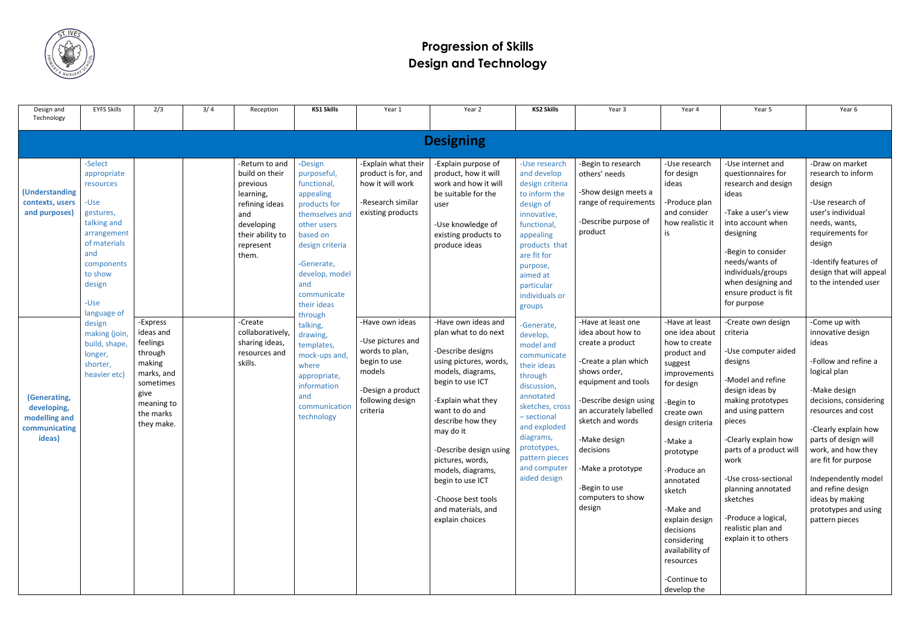# Progression of Skills
# Design and Technology

| Design and Technology | EYFS Skills | 2/3 | 3/4 | Reception | KS1 Skills | Year 1 | Year 2 | KS2 Skills | Year 3 | Year 4 | Year 5 | Year 6 |
|---|---|---|---|---|---|---|---|---|---|---|---|---|
| **Designing** | | | | | | | | | | | | |
| **(Understanding contexts, users and purposes)** | -Select appropriate resources<br><br>-Use gestures, talking and arrangement of materials and components to show design<br><br>-Use language of design making (join, build, shape, longer, shorter, heavier etc) | | | -Return to and build on their previous learning, refining ideas and developing their ability to represent them. | -Design purposeful, functional, appealing products for themselves and other users based on design criteria<br><br>-Generate, develop, model and communicate their ideas through talking, drawing, templates, mock-ups and, where appropriate, information and communication technology | -Explain what their product is for, and how it will work<br><br>-Research similar existing products | -Explain purpose of product, how it will work and how it will be suitable for the user<br><br>-Use knowledge of existing products to produce ideas | -Use research and develop design criteria to inform the design of innovative, functional, appealing products that are fit for purpose, aimed at particular individuals or groups | -Begin to research others' needs<br><br>-Show design meets a range of requirements<br><br>-Describe purpose of product | -Use research for design ideas<br><br>-Produce plan and consider how realistic it is | -Use internet and questionnaires for research and design ideas<br><br>-Take a user's view into account when designing<br><br>-Begin to consider needs/wants of individuals/groups when designing and ensure product is fit for purpose | -Draw on market research to inform design<br><br>-Use research of user's individual needs, wants, requirements for design<br><br>-Identify features of design that will appeal to the intended user |
| **(Generating, developing, modelling and communicating ideas)** | | -Express ideas and feelings through making marks, and sometimes give meaning to the marks they make. | | -Create collaboratively, sharing ideas, resources and skills. | | -Have own ideas<br><br>-Use pictures and words to plan, begin to use models<br><br>-Design a product following design criteria | -Have own ideas and plan what to do next<br><br>-Describe designs using pictures, words, models, diagrams, begin to use ICT<br><br>-Explain what they want to do and describe how they may do it<br><br>-Describe design using pictures, words, models, diagrams, begin to use ICT<br><br>-Choose best tools and materials, and explain choices | -Generate, develop, model and communicate their ideas through discussion, annotated sketches, cross – sectional and exploded diagrams, prototypes, pattern pieces and computer aided design | -Have at least one idea about how to create a product<br><br>-Create a plan which shows order, equipment and tools<br><br>-Describe design using an accurately labelled sketch and words<br><br>-Make design decisions<br><br>-Make a prototype<br><br>-Begin to use computers to show design | -Have at least one idea about how to create product and suggest improvements for design<br><br>-Begin to create own design criteria<br><br>-Make a prototype<br><br>-Produce an annotated sketch<br><br>-Make and explain design decisions considering availability of resources<br><br>-Continue to develop the | -Create own design criteria<br><br>-Use computer aided designs<br><br>-Model and refine design ideas by making prototypes and using pattern pieces<br><br>-Clearly explain how parts of a product will work<br><br>-Use cross-sectional planning annotated sketches<br><br>-Produce a logical, realistic plan and explain it to others | -Come up with innovative design ideas<br><br>-Follow and refine a logical plan<br><br>-Make design decisions, considering resources and cost<br><br>-Clearly explain how parts of design will work, and how they are fit for purpose<br><br>Independently model and refine design ideas by making prototypes and using pattern pieces |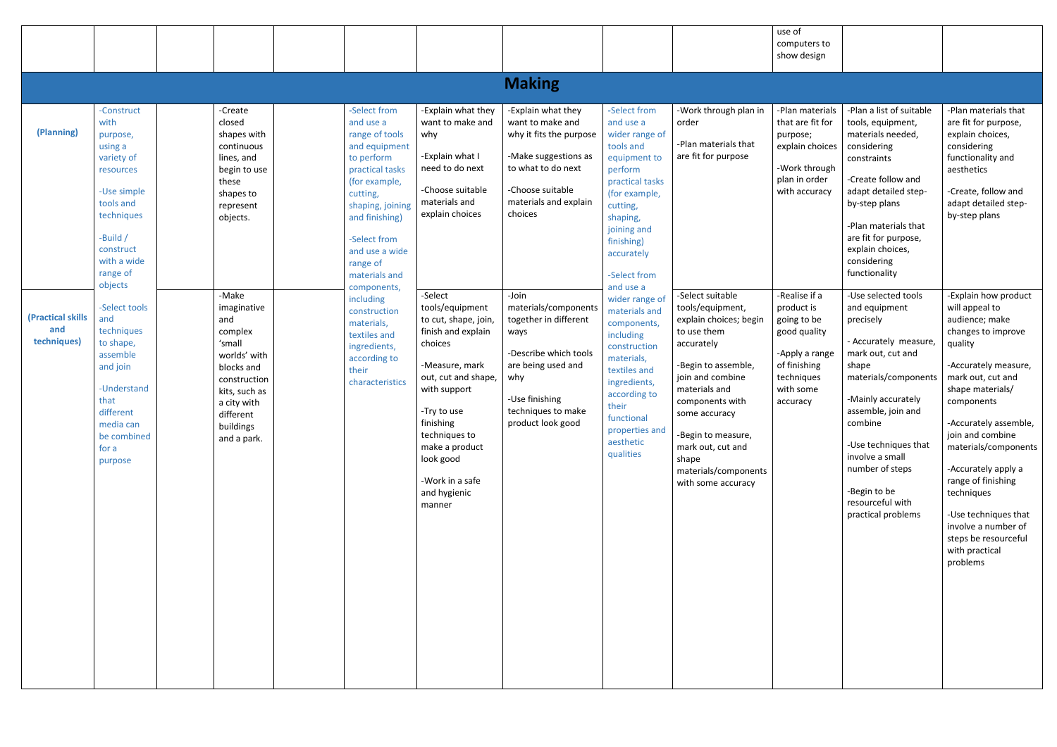| | | | | | | | | | | | | |
|---|---|---|---|---|---|---|---|---|---|---|---|---|
| | | | | | | | | | | use of computers to show design | | |

## Making

| | | | | | | | | | | | | |
|---|---|---|---|---|---|---|---|---|---|---|---|---|
| **(Planning)** | -Construct with purpose, using a variety of resources<br><br>-Use simple tools and techniques<br><br>-Build / construct with a wide range of objects | | -Create closed shapes with continuous lines, and begin to use these shapes to represent objects. | | -Select from and use a range of tools and equipment to perform practical tasks (for example, cutting, shaping, joining and finishing)<br><br>-Select from and use a wide range of materials and components, including construction materials, textiles and ingredients, according to their characteristics | -Explain what they want to make and why<br><br>-Explain what I need to do next<br><br>-Choose suitable materials and explain choices | -Explain what they want to make and why it fits the purpose<br><br>-Make suggestions as to what to do next<br><br>-Choose suitable materials and explain choices | -Select from and use a wider range of tools and equipment to perform practical tasks (for example, cutting, shaping, joining and finishing) accurately<br><br>-Select from and use a wider range of materials and components, including construction materials, textiles and ingredients, according to their functional properties and aesthetic qualities | -Work through plan in order<br><br>-Plan materials that are fit for purpose | -Plan materials that are fit for purpose; explain choices<br><br>-Work through plan in order with accuracy | -Plan a list of suitable tools, equipment, materials needed, considering constraints<br><br>-Create follow and adapt detailed step-by-step plans<br><br>-Plan materials that are fit for purpose, explain choices, considering functionality | -Plan materials that are fit for purpose, explain choices, considering functionality and aesthetics<br><br>-Create, follow and adapt detailed step-by-step plans |
| **(Practical skills and techniques)** | -Select tools and techniques to shape, assemble and join<br><br>-Understand that different media can be combined for a purpose | | -Make imaginative and complex 'small worlds' with blocks and construction kits, such as a city with different buildings and a park. | | | -Select tools/equipment to cut, shape, join, finish and explain choices<br><br>-Measure, mark out, cut and shape, with support<br><br>-Try to use finishing techniques to make a product look good<br><br>-Work in a safe and hygienic manner | -Join materials/components together in different ways<br><br>-Describe which tools are being used and why<br><br>-Use finishing techniques to make product look good | | -Select suitable tools/equipment, explain choices; begin to use them accurately<br><br>-Begin to assemble, join and combine materials and components with some accuracy<br><br>-Begin to measure, mark out, cut and shape materials/components with some accuracy | -Realise if a product is going to be good quality<br><br>-Apply a range of finishing techniques with some accuracy | -Use selected tools and equipment precisely<br><br>- Accurately measure, mark out, cut and shape materials/components<br><br>-Mainly accurately assemble, join and combine<br><br>-Use techniques that involve a small number of steps<br><br>-Begin to be resourceful with practical problems | -Explain how product will appeal to audience; make changes to improve quality<br><br>-Accurately measure, mark out, cut and shape materials/ components<br><br>-Accurately assemble, join and combine materials/components<br><br>-Accurately apply a range of finishing techniques<br><br>-Use techniques that involve a number of steps be resourceful with practical problems |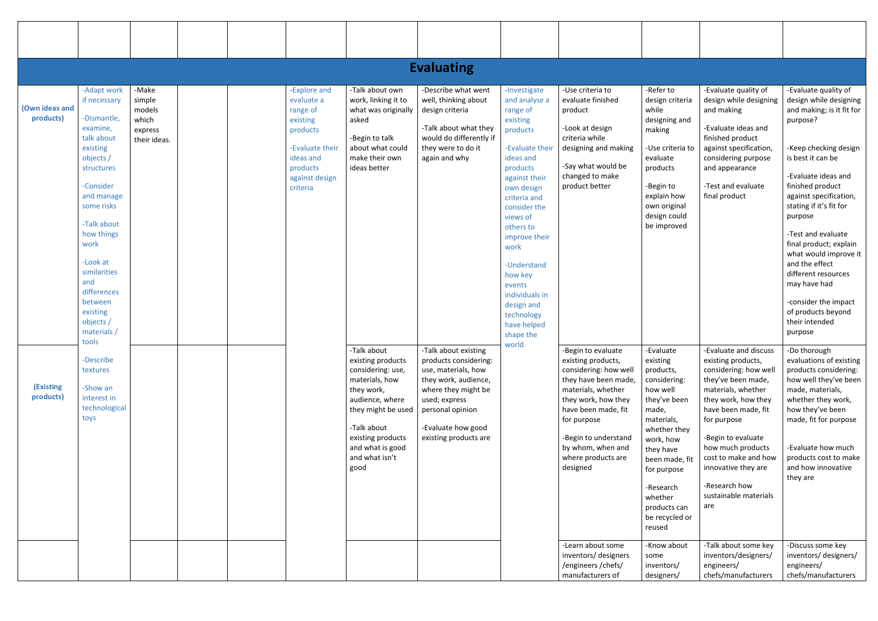| | | | | | | | | | | | | |
|---|---|---|---|---|---|---|---|---|---|---|---|---|
| **Evaluating** | | | | | | | | | | | | |
| **(Own ideas and products)** | -Adapt work if necessary<br><br>-Dismantle, examine, talk about existing objects / structures<br><br>-Consider and manage some risks<br><br>-Talk about how things work<br><br>-Look at similarities and differences between existing objects / materials / tools<br><br>-Describe textures<br><br>-Show an interest in technological toys | -Make simple models which express their ideas. | | | -Explore and evaluate a range of existing products<br><br>-Evaluate their ideas and products against design criteria | -Talk about own work, linking it to what was originally asked<br><br>-Begin to talk about what could make their own ideas better | -Describe what went well, thinking about design criteria<br><br>-Talk about what they would do differently if they were to do it again and why | -Investigate and analyse a range of existing products<br><br>-Evaluate their ideas and products against their own design criteria and consider the views of others to improve their work<br><br>-Understand how key events individuals in design and technology have helped shape the world | -Use criteria to evaluate finished product<br><br>-Look at design criteria while designing and making<br><br>-Say what would be changed to make product better | -Refer to design criteria while designing and making<br><br>-Use criteria to evaluate products<br><br>-Begin to explain how own original design could be improved | -Evaluate quality of design while designing and making<br><br>-Evaluate ideas and finished product against specification, considering purpose and appearance<br><br>-Test and evaluate final product | -Evaluate quality of design while designing and making; is it fit for purpose?<br><br>-Keep checking design is best it can be<br><br>-Evaluate ideas and finished product against specification, stating if it's fit for purpose<br><br>-Test and evaluate final product; explain what would improve it and the effect different resources may have had<br><br>-consider the impact of products beyond their intended purpose |
| **(Existing products)** | | | | | | -Talk about existing products considering: use, materials, how they work, audience, where they might be used<br><br>-Talk about existing products and what is good and what isn't good | -Talk about existing products considering: use, materials, how they work, audience, where they might be used; express personal opinion<br><br>-Evaluate how good existing products are | | -Begin to evaluate existing products, considering: how well they have been made, materials, whether they work, how they have been made, fit for purpose<br><br>-Begin to understand by whom, when and where products are designed | -Evaluate existing products, considering: how well they've been made, materials, whether they work, how they have been made, fit for purpose<br><br>-Research whether products can be recycled or reused | -Evaluate and discuss existing products, considering: how well they've been made, materials, whether they work, how they have been made, fit for purpose<br><br>-Begin to evaluate how much products cost to make and how innovative they are<br><br>-Research how sustainable materials are | -Do thorough evaluations of existing products considering: how well they've been made, materials, whether they work, how they've been made, fit for purpose<br><br>-Evaluate how much products cost to make and how innovative they are |
| | | | | | | | | | -Learn about some inventors/ designers /engineers /chefs/ manufacturers of | -Know about some inventors/ designers/ | -Talk about some key inventors/designers/ engineers/ chefs/manufacturers | -Discuss some key inventors/ designers/ engineers/ chefs/manufacturers |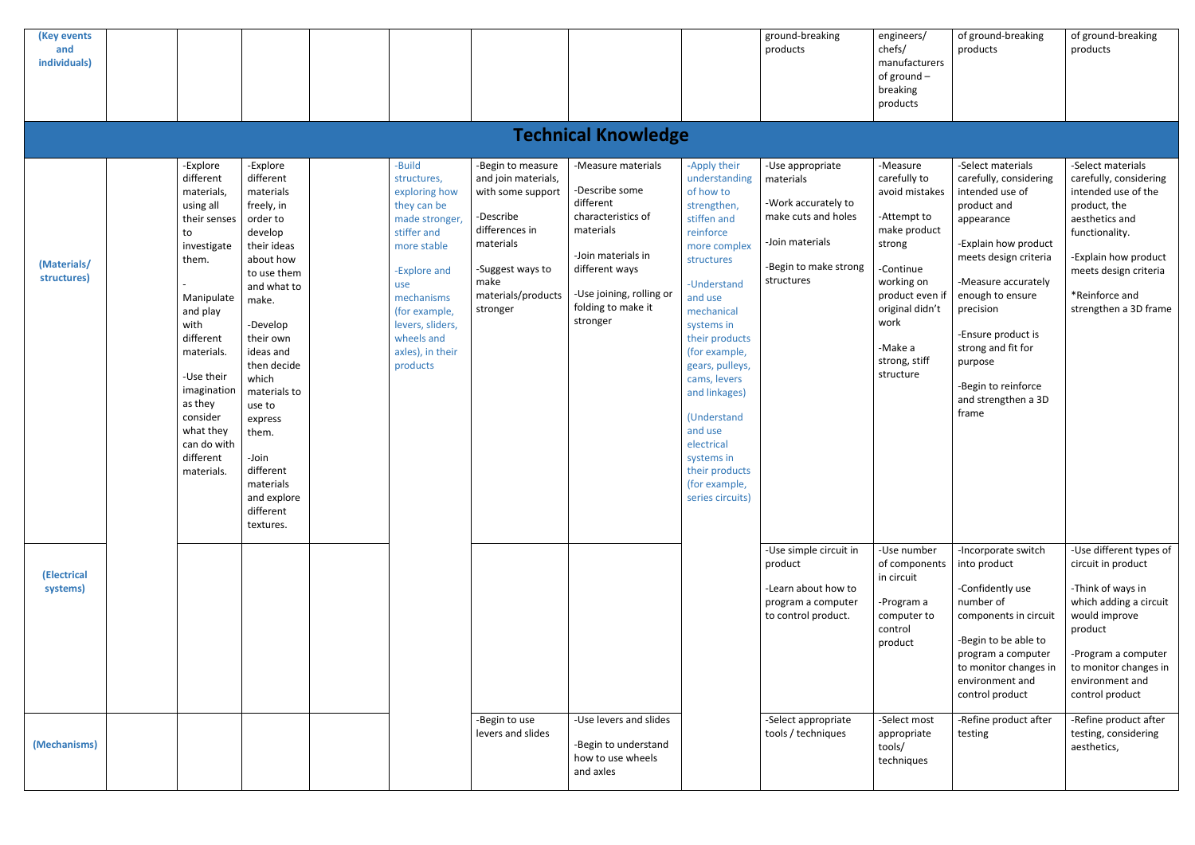| (Key events and individuals) | | | | | | | | | ground-breaking products | engineers/ chefs/ manufacturers of ground – breaking products | of ground-breaking products | of ground-breaking products |
|---|---|---|---|---|---|---|---|---|---|---|---|---|
| **Technical Knowledge** | | | | | | | | | | | | |
| (Materials/ structures) | | -Explore different materials, using all their senses to investigate them.<br><br>-Manipulate and play with different materials.<br><br>-Use their imagination as they consider what they can do with different materials. | -Explore different materials freely, in order to develop their ideas about how to use them and what to make.<br><br>-Develop their own ideas and then decide which materials to use to express them.<br><br>-Join different materials and explore different textures. | | -Build structures, exploring how they can be made stronger, stiffer and more stable<br><br>-Explore and use mechanisms (for example, levers, sliders, wheels and axles), in their products | -Begin to measure and join materials, with some support<br><br>-Describe differences in materials<br><br>-Suggest ways to make materials/products stronger | -Measure materials<br><br>-Describe some different characteristics of materials<br><br>-Join materials in different ways<br><br>-Use joining, rolling or folding to make it stronger | -Apply their understanding of how to strengthen, stiffen and reinforce more complex structures<br><br>-Understand and use mechanical systems in their products (for example, gears, pulleys, cams, levers and linkages)<br><br>(Understand and use electrical systems in their products (for example, series circuits) | -Use appropriate materials<br><br>-Work accurately to make cuts and holes<br><br>-Join materials<br><br>-Begin to make strong structures | -Measure carefully to avoid mistakes<br><br>-Attempt to make product strong<br><br>-Continue working on product even if original didn't work<br><br>-Make a strong, stiff structure | -Select materials carefully, considering intended use of product and appearance<br><br>-Explain how product meets design criteria<br><br>-Measure accurately enough to ensure precision<br><br>-Ensure product is strong and fit for purpose<br><br>-Begin to reinforce and strengthen a 3D frame | -Select materials carefully, considering intended use of the product, the aesthetics and functionality.<br><br>-Explain how product meets design criteria<br><br>*Reinforce and strengthen a 3D frame |
| (Electrical systems) | | | | | | | | | -Use simple circuit in product<br><br>-Learn about how to program a computer to control product. | -Use number of components in circuit<br><br>-Program a computer to control product | -Incorporate switch into product<br><br>-Confidently use number of components in circuit<br><br>-Begin to be able to program a computer to monitor changes in environment and control product | -Use different types of circuit in product<br><br>-Think of ways in which adding a circuit would improve product<br><br>-Program a computer to monitor changes in environment and control product |
| (Mechanisms) | | | | | | -Begin to use levers and slides | -Use levers and slides<br><br>-Begin to understand how to use wheels and axles | | -Select appropriate tools / techniques | -Select most appropriate tools/ techniques | -Refine product after testing | -Refine product after testing, considering aesthetics, |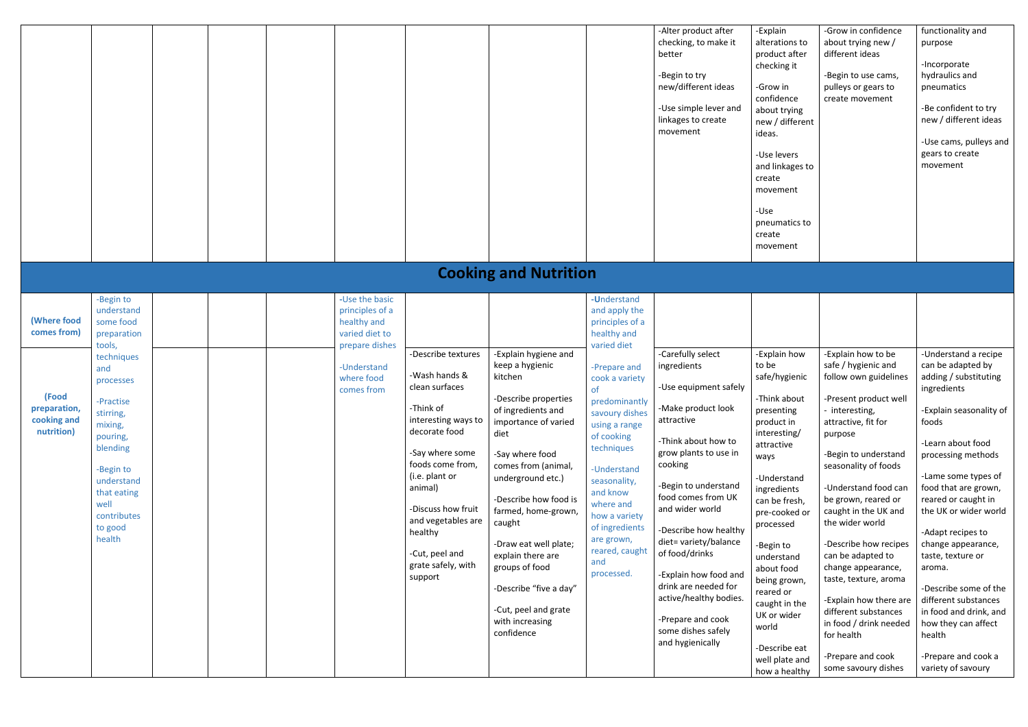| | | | | | | | | | | | | |
|---|---|---|---|---|---|---|---|---|---|---|---|---|
| | | | | | | | | | -Alter product after checking, to make it better<br><br>-Begin to try new/different ideas<br><br>-Use simple lever and linkages to create movement | -Explain alterations to product after checking it<br><br>-Grow in confidence about trying new / different ideas.<br><br>-Use levers and linkages to create movement<br><br>-Use pneumatics to create movement | -Grow in confidence about trying new / different ideas<br><br>-Begin to use cams, pulleys or gears to create movement | functionality and purpose<br><br>-Incorporate hydraulics and pneumatics<br><br>-Be confident to try new / different ideas<br><br>-Use cams, pulleys and gears to create movement |
| **Cooking and Nutrition** | | | | | | | | | | | | |
| **(Where food comes from)** | -Begin to understand some food preparation tools, techniques and processes<br><br>-Practise stirring, mixing, pouring, blending<br><br>-Begin to understand that eating well contributes to good health | | | | -Use the basic principles of a healthy and varied diet to prepare dishes<br><br>-Understand where food comes from | | | -Understand and apply the principles of a healthy and varied diet<br><br>-Prepare and cook a variety of predominantly savoury dishes using a range of cooking techniques<br><br>-Understand seasonality, and know where and how a variety of ingredients are grown, reared, caught and processed. | | | | |
| **(Food preparation, cooking and nutrition)** | | | | | | -Describe textures<br><br>-Wash hands & clean surfaces<br><br>-Think of interesting ways to decorate food<br><br>-Say where some foods come from, (i.e. plant or animal)<br><br>-Discuss how fruit and vegetables are healthy<br><br>-Cut, peel and grate safely, with support | -Explain hygiene and keep a hygienic kitchen<br><br>-Describe properties of ingredients and importance of varied diet<br><br>-Say where food comes from (animal, underground etc.)<br><br>-Describe how food is farmed, home-grown, caught<br><br>-Draw eat well plate; explain there are groups of food<br><br>-Describe "five a day"<br><br>-Cut, peel and grate with increasing confidence | | -Carefully select ingredients<br><br>-Use equipment safely<br><br>-Make product look attractive<br><br>-Think about how to grow plants to use in cooking<br><br>-Begin to understand food comes from UK and wider world<br><br>-Describe how healthy diet= variety/balance of food/drinks<br><br>-Explain how food and drink are needed for active/healthy bodies.<br><br>-Prepare and cook some dishes safely and hygienically | -Explain how to be safe/hygienic<br><br>-Think about presenting product in interesting/ attractive ways<br><br>-Understand ingredients can be fresh, pre-cooked or processed<br><br>-Begin to understand about food being grown, reared or caught in the UK or wider world<br><br>-Describe eat well plate and how a healthy | -Explain how to be safe / hygienic and follow own guidelines<br><br>-Present product well - interesting, attractive, fit for purpose<br><br>-Begin to understand seasonality of foods<br><br>-Understand food can be grown, reared or caught in the UK and the wider world<br><br>-Describe how recipes can be adapted to change appearance, taste, texture, aroma<br><br>-Explain how there are different substances in food / drink needed for health<br><br>-Prepare and cook some savoury dishes | -Understand a recipe can be adapted by adding / substituting ingredients<br><br>-Explain seasonality of foods<br><br>-Learn about food processing methods<br><br>-Lame some types of food that are grown, reared or caught in the UK or wider world<br><br>-Adapt recipes to change appearance, taste, texture or aroma.<br><br>-Describe some of the different substances in food and drink, and how they can affect health<br><br>-Prepare and cook a variety of savoury |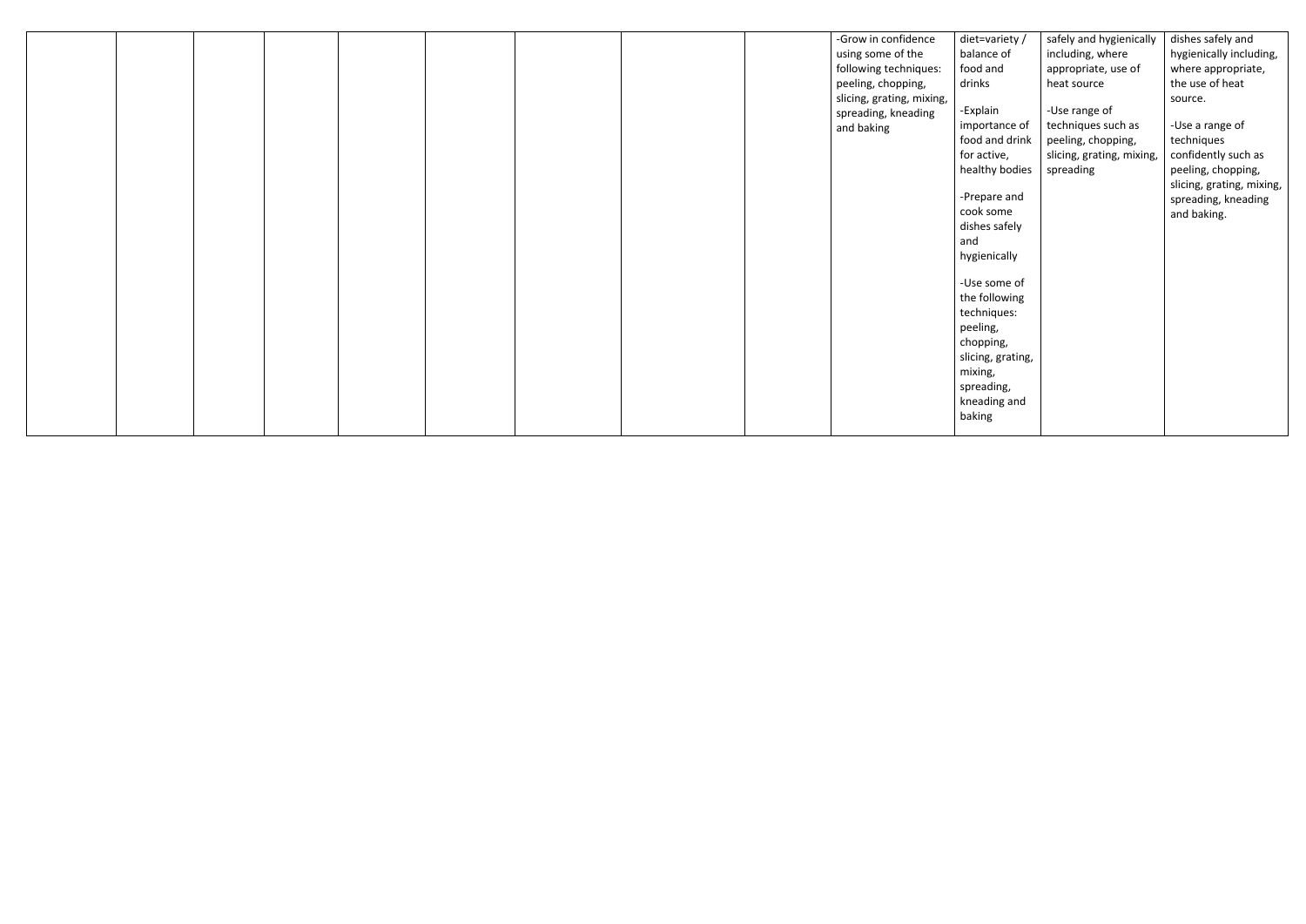| | | | | | | | | | | | | |
|---|---|---|---|---|---|---|---|---|---|---|---|---|
| | | | | | | | | | -Grow in confidence using some of the following techniques: peeling, chopping, slicing, grating, mixing, spreading, kneading and baking | diet=variety / balance of food and drinks<br><br>-Explain importance of food and drink for active, healthy bodies<br><br>-Prepare and cook some dishes safely and hygienically<br><br>-Use some of the following techniques: peeling, chopping, slicing, grating, mixing, spreading, kneading and baking | safely and hygienically including, where appropriate, use of heat source<br><br>-Use range of techniques such as peeling, chopping, slicing, grating, mixing, spreading | dishes safely and hygienically including, where appropriate, the use of heat source.<br><br>-Use a range of techniques confidently such as peeling, chopping, slicing, grating, mixing, spreading, kneading and baking. |